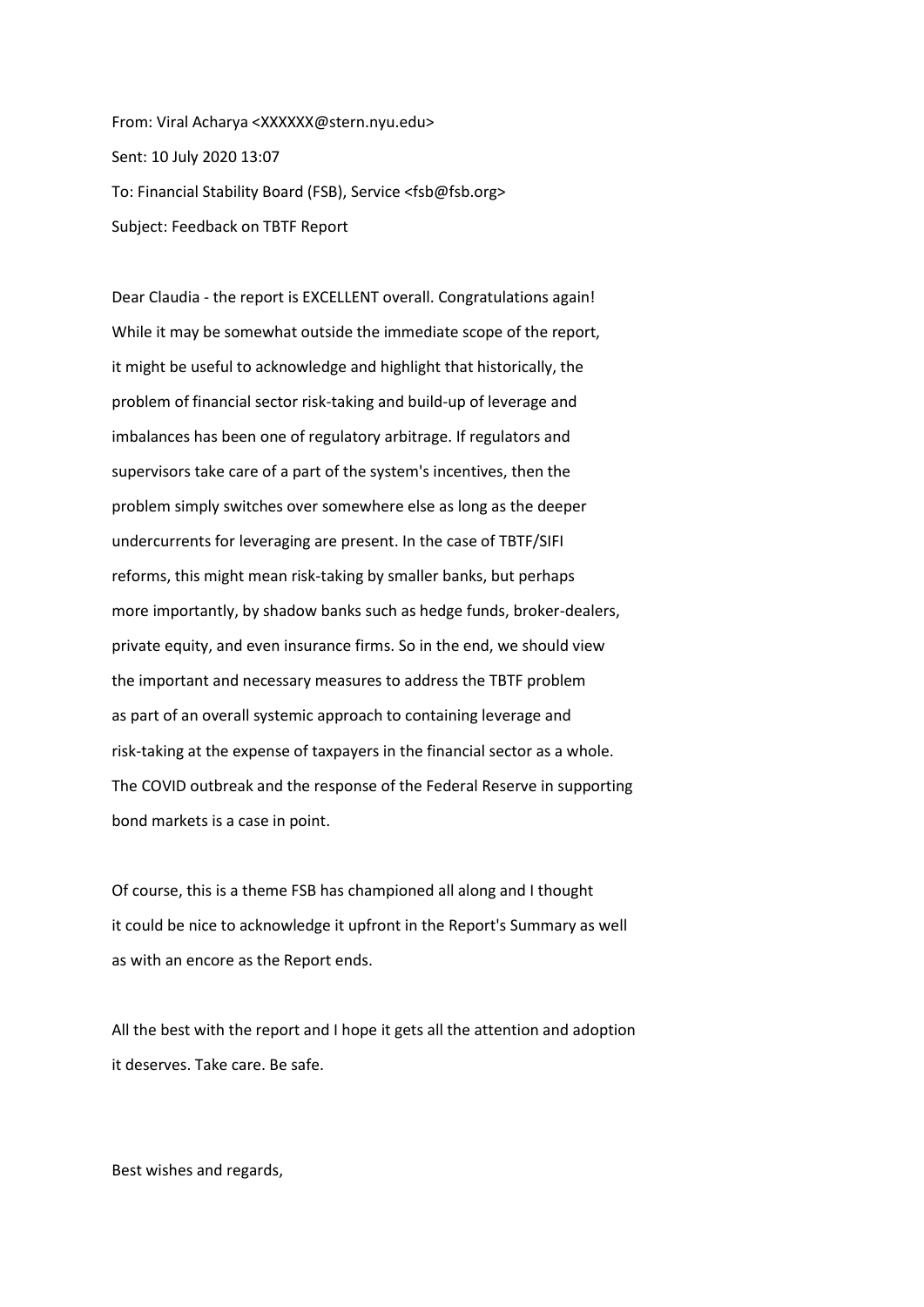From: Viral Acharya <XXXXXX@stern.nyu.edu>

Sent: 10 July 2020 13:07

To: Financial Stability Board (FSB), Service <fsb@fsb.org>

Subject: Feedback on TBTF Report

Dear Claudia - the report is EXCELLENT overall. Congratulations again! While it may be somewhat outside the immediate scope of the report, it might be useful to acknowledge and highlight that historically, the problem of financial sector risk-taking and build-up of leverage and imbalances has been one of regulatory arbitrage. If regulators and supervisors take care of a part of the system's incentives, then the problem simply switches over somewhere else as long as the deeper undercurrents for leveraging are present. In the case of TBTF/SIFI reforms, this might mean risk-taking by smaller banks, but perhaps more importantly, by shadow banks such as hedge funds, broker-dealers, private equity, and even insurance firms. So in the end, we should view the important and necessary measures to address the TBTF problem as part of an overall systemic approach to containing leverage and risk-taking at the expense of taxpayers in the financial sector as a whole. The COVID outbreak and the response of the Federal Reserve in supporting bond markets is a case in point.

Of course, this is a theme FSB has championed all along and I thought it could be nice to acknowledge it upfront in the Report's Summary as well as with an encore as the Report ends.

All the best with the report and I hope it gets all the attention and adoption it deserves. Take care. Be safe.

Best wishes and regards,